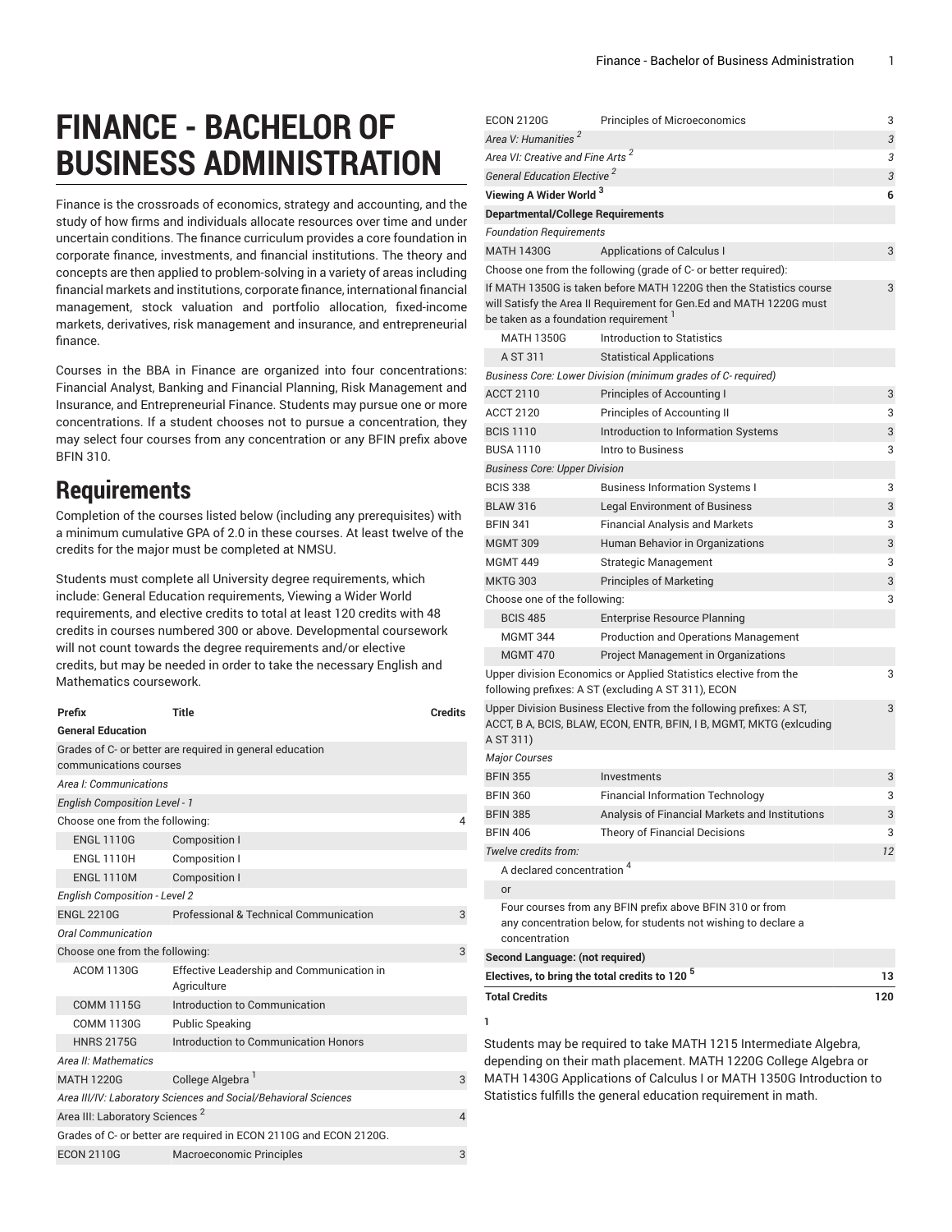# FINANCE - BACHELOR OF BUSINESS ADMINISTRATION

Finance is the crossroads of economics, strategy and accounting, and the study of how firms and individuals allocate resources over time and under uncertain conditions. The finance curriculum provides a core foundation in corporate finance, investments, and financial institutions. The theory and concepts are then applied to problem-solving in a variety of areas including financial markets and institutions, corporate finance, international financial management, stock valuation and portfolio allocation, fixed-income markets, derivatives, risk management and insurance, and entrepreneurial finance.

Courses in the BBA in Finance are organized into four concentrations: Financial Analyst, Banking and Financial Planning, Risk Management and Insurance, and Entrepreneurial Finance. Students may pursue one or more concentrations. If a student chooses not to pursue a concentration, they may select four courses from any concentration or any BFIN prefix above BFIN 310.

## Requirements

Completion of the courses listed below (including any prerequisites) with a minimum cumulative GPA of 2.0 in these courses. At least twelve of the credits for the major must be completed at NMSU.

Students must complete all University degree requirements, which include: General Education requirements, Viewing a Wider World requirements, and elective credits to total at least 120 credits with 48 credits in courses numbered 300 or above. Developmental coursework will not count towards the degree requirements and/or elective credits, but may be needed in order to take the necessary English and Mathematics coursework.

| Prefix | Title | Credits |
|---|---|---|
| **General Education** | | |
| Grades of C- or better are required in general education communications courses | | |
| *Area I: Communications* | | |
| *English Composition Level - 1* | | |
| Choose one from the following: | | 4 |
| ENGL 1110G | Composition I | |
| ENGL 1110H | Composition I | |
| ENGL 1110M | Composition I | |
| *English Composition - Level 2* | | |
| ENGL 2210G | Professional & Technical Communication | 3 |
| *Oral Communication* | | |
| Choose one from the following: | | 3 |
| ACOM 1130G | Effective Leadership and Communication in Agriculture | |
| COMM 1115G | Introduction to Communication | |
| COMM 1130G | Public Speaking | |
| HNRS 2175G | Introduction to Communication Honors | |
| *Area II: Mathematics* | | |
| MATH 1220G | College Algebra [1] | 3 |
| *Area III/IV: Laboratory Sciences and Social/Behavioral Sciences* | | |
| Area III: Laboratory Sciences [2] | | 4 |
| Grades of C- or better are required in ECON 2110G and ECON 2120G. | | |
| ECON 2110G | Macroeconomic Principles | 3 |
| ECON 2120G | Principles of Microeconomics | 3 |
| *Area V: Humanities [2]* | | *3* |
| *Area VI: Creative and Fine Arts [2]* | | *3* |
| *General Education Elective [2]* | | *3* |
| **Viewing A Wider World [3]** | | **6** |
| **Departmental/College Requirements** | | |
| *Foundation Requirements* | | |
| MATH 1430G | Applications of Calculus I | 3 |
| Choose one from the following (grade of C- or better required): | | |
| If MATH 1350G is taken before MATH 1220G then the Statistics course will Satisfy the Area II Requirement for Gen.Ed and MATH 1220G must be taken as a foundation requirement [1] | | 3 |
| MATH 1350G | Introduction to Statistics | |
| A ST 311 | Statistical Applications | |
| *Business Core: Lower Division (minimum grades of C- required)* | | |
| ACCT 2110 | Principles of Accounting I | 3 |
| ACCT 2120 | Principles of Accounting II | 3 |
| BCIS 1110 | Introduction to Information Systems | 3 |
| BUSA 1110 | Intro to Business | 3 |
| *Business Core: Upper Division* | | |
| BCIS 338 | Business Information Systems I | 3 |
| BLAW 316 | Legal Environment of Business | 3 |
| BFIN 341 | Financial Analysis and Markets | 3 |
| MGMT 309 | Human Behavior in Organizations | 3 |
| MGMT 449 | Strategic Management | 3 |
| MKTG 303 | Principles of Marketing | 3 |
| Choose one of the following: | | 3 |
| BCIS 485 | Enterprise Resource Planning | |
| MGMT 344 | Production and Operations Management | |
| MGMT 470 | Project Management in Organizations | |
| Upper division Economics or Applied Statistics elective from the following prefixes: A ST (excluding A ST 311), ECON | | 3 |
| Upper Division Business Elective from the following prefixes: A ST, ACCT, B A, BCIS, BLAW, ECON, ENTR, BFIN, I B, MGMT, MKTG (exlcuding A ST 311) | | 3 |
| *Major Courses* | | |
| BFIN 355 | Investments | 3 |
| BFIN 360 | Financial Information Technology | 3 |
| BFIN 385 | Analysis of Financial Markets and Institutions | 3 |
| BFIN 406 | Theory of Financial Decisions | 3 |
| *Twelve credits from:* | | *12* |
| A declared concentration [4] | | |
| or | | |
| Four courses from any BFIN prefix above BFIN 310 or from any concentration below, for students not wishing to declare a concentration | | |
| **Second Language: (not required)** | | |
| **Electives, to bring the total credits to 120 [5]** | | **13** |
| **Total Credits** | | **120** |

**1**

Students may be required to take MATH 1215 Intermediate Algebra, depending on their math placement. MATH 1220G College Algebra or MATH 1430G Applications of Calculus I or MATH 1350G Introduction to Statistics fulfills the general education requirement in math.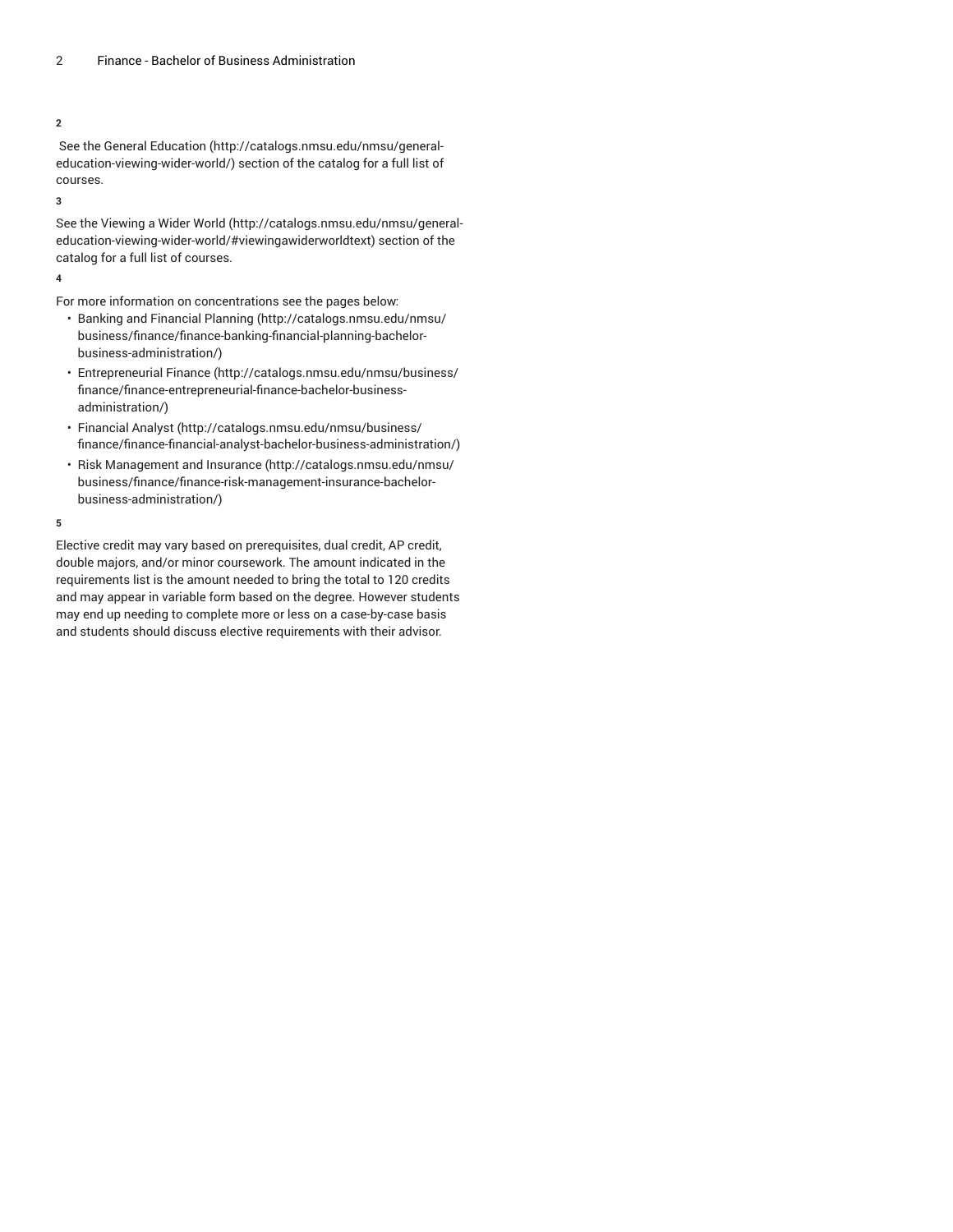[2]

See the General Education (http://catalogs.nmsu.edu/nmsu/general-education-viewing-wider-world/) section of the catalog for a full list of courses.

[3]

See the Viewing a Wider World (http://catalogs.nmsu.edu/nmsu/general-education-viewing-wider-world/#viewingawiderworldtext) section of the catalog for a full list of courses.

[4]

For more information on concentrations see the pages below:

- Banking and Financial Planning (http://catalogs.nmsu.edu/nmsu/business/finance/finance-banking-financial-planning-bachelor-business-administration/)
- Entrepreneurial Finance (http://catalogs.nmsu.edu/nmsu/business/finance/finance-entrepreneurial-finance-bachelor-business-administration/)
- Financial Analyst (http://catalogs.nmsu.edu/nmsu/business/finance/finance-financial-analyst-bachelor-business-administration/)
- Risk Management and Insurance (http://catalogs.nmsu.edu/nmsu/business/finance/finance-risk-management-insurance-bachelor-business-administration/)

[5]

Elective credit may vary based on prerequisites, dual credit, AP credit, double majors, and/or minor coursework. The amount indicated in the requirements list is the amount needed to bring the total to 120 credits and may appear in variable form based on the degree. However students may end up needing to complete more or less on a case-by-case basis and students should discuss elective requirements with their advisor.